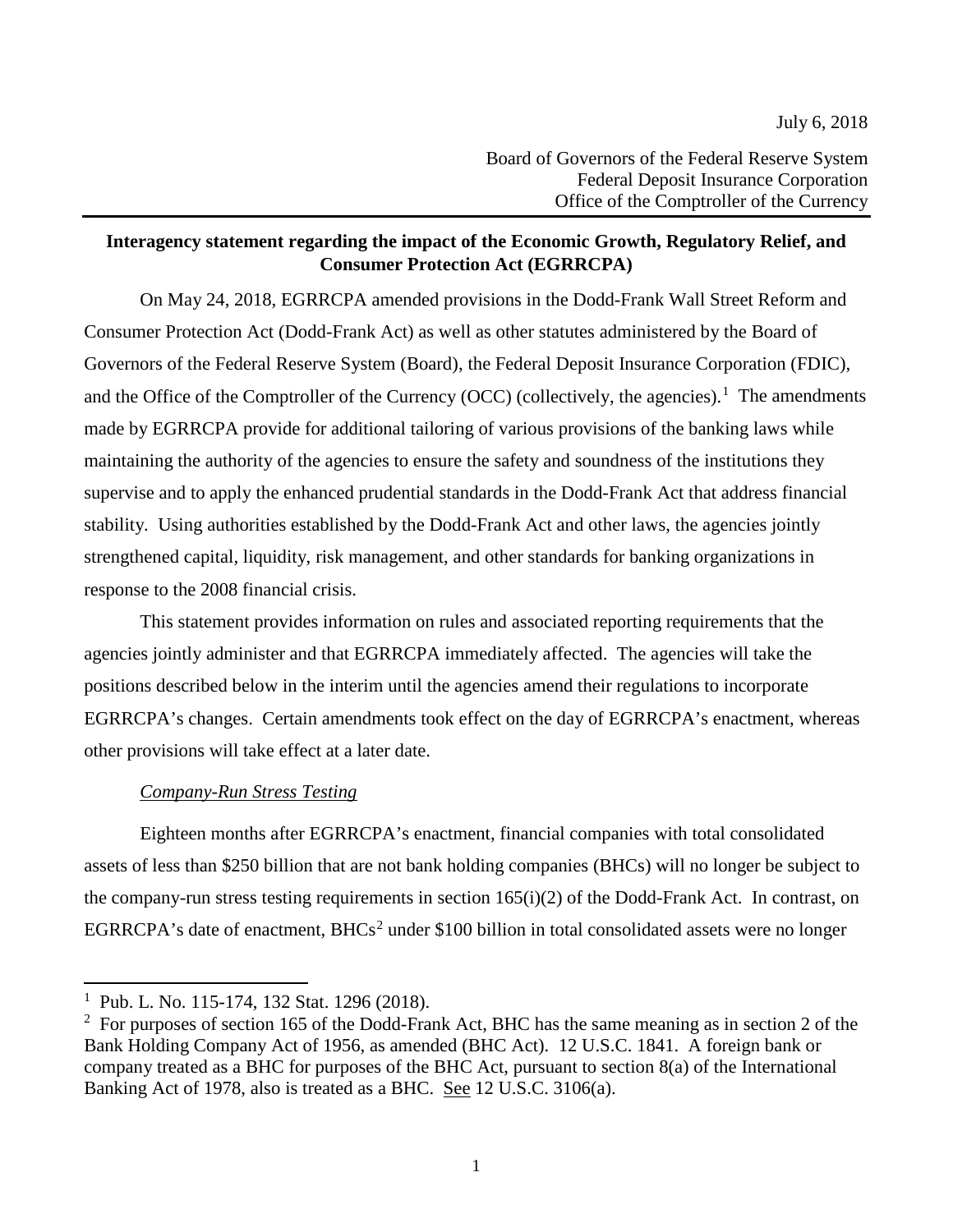July 6, 2018

Board of Governors of the Federal Reserve System
Federal Deposit Insurance Corporation
Office of the Comptroller of the Currency

**Interagency statement regarding the impact of the Economic Growth, Regulatory Relief, and Consumer Protection Act (EGRRCPA)**

On May 24, 2018, EGRRCPA amended provisions in the Dodd-Frank Wall Street Reform and Consumer Protection Act (Dodd-Frank Act) as well as other statutes administered by the Board of Governors of the Federal Reserve System (Board), the Federal Deposit Insurance Corporation (FDIC), and the Office of the Comptroller of the Currency (OCC) (collectively, the agencies).[1] The amendments made by EGRRCPA provide for additional tailoring of various provisions of the banking laws while maintaining the authority of the agencies to ensure the safety and soundness of the institutions they supervise and to apply the enhanced prudential standards in the Dodd-Frank Act that address financial stability. Using authorities established by the Dodd-Frank Act and other laws, the agencies jointly strengthened capital, liquidity, risk management, and other standards for banking organizations in response to the 2008 financial crisis.

This statement provides information on rules and associated reporting requirements that the agencies jointly administer and that EGRRCPA immediately affected. The agencies will take the positions described below in the interim until the agencies amend their regulations to incorporate EGRRCPA's changes. Certain amendments took effect on the day of EGRRCPA's enactment, whereas other provisions will take effect at a later date.

*Company-Run Stress Testing*

Eighteen months after EGRRCPA's enactment, financial companies with total consolidated assets of less than $250 billion that are not bank holding companies (BHCs) will no longer be subject to the company-run stress testing requirements in section 165(i)(2) of the Dodd-Frank Act. In contrast, on EGRRCPA's date of enactment, BHCs[2] under $100 billion in total consolidated assets were no longer

[1] Pub. L. No. 115-174, 132 Stat. 1296 (2018).

[2] For purposes of section 165 of the Dodd-Frank Act, BHC has the same meaning as in section 2 of the Bank Holding Company Act of 1956, as amended (BHC Act). 12 U.S.C. 1841. A foreign bank or company treated as a BHC for purposes of the BHC Act, pursuant to section 8(a) of the International Banking Act of 1978, also is treated as a BHC. See 12 U.S.C. 3106(a).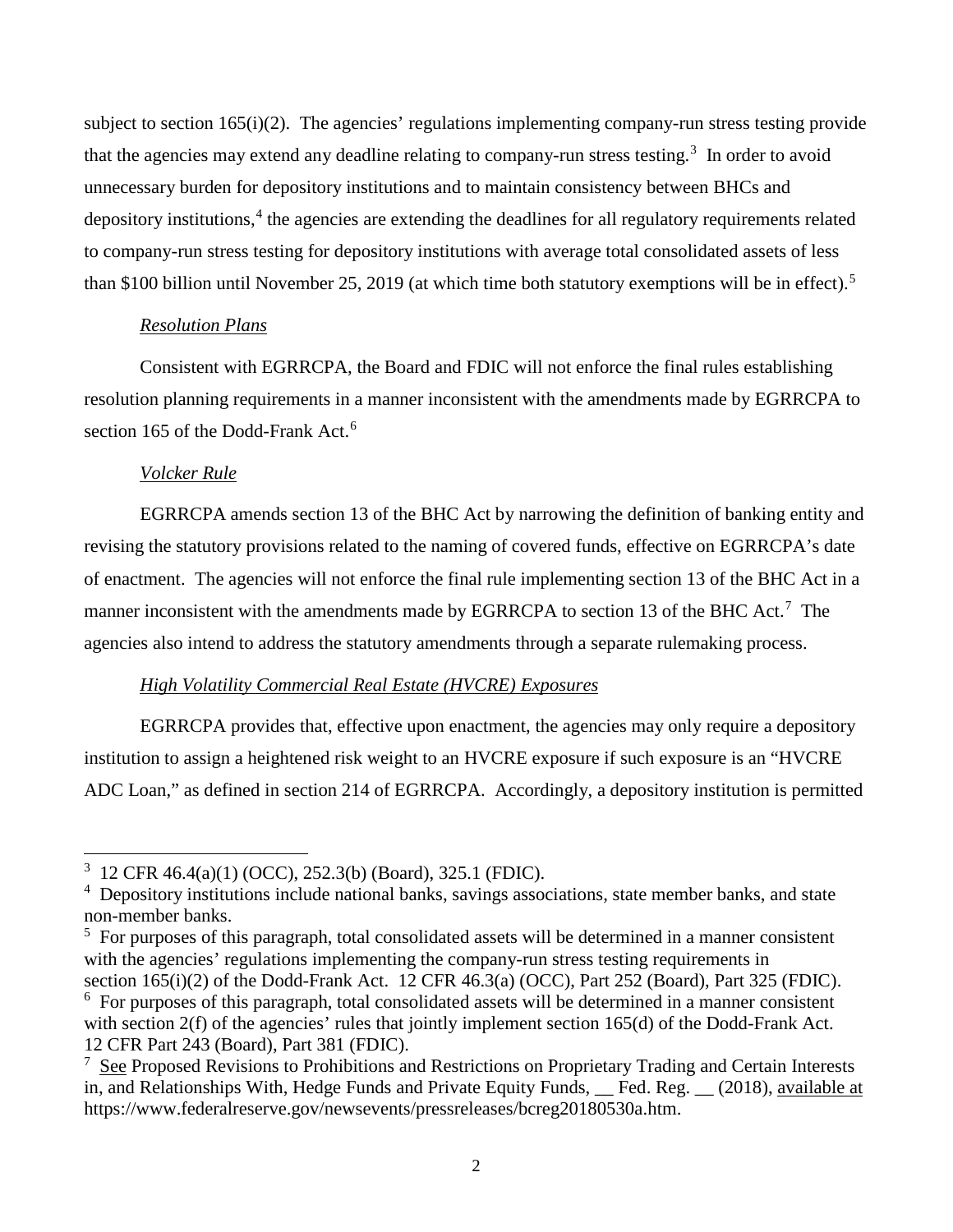subject to section 165(i)(2). The agencies' regulations implementing company-run stress testing provide that the agencies may extend any deadline relating to company-run stress testing.[3] In order to avoid unnecessary burden for depository institutions and to maintain consistency between BHCs and depository institutions,[4] the agencies are extending the deadlines for all regulatory requirements related to company-run stress testing for depository institutions with average total consolidated assets of less than $100 billion until November 25, 2019 (at which time both statutory exemptions will be in effect).[5]

*Resolution Plans*

Consistent with EGRRCPA, the Board and FDIC will not enforce the final rules establishing resolution planning requirements in a manner inconsistent with the amendments made by EGRRCPA to section 165 of the Dodd-Frank Act.[6]

*Volcker Rule*

EGRRCPA amends section 13 of the BHC Act by narrowing the definition of banking entity and revising the statutory provisions related to the naming of covered funds, effective on EGRRCPA's date of enactment. The agencies will not enforce the final rule implementing section 13 of the BHC Act in a manner inconsistent with the amendments made by EGRRCPA to section 13 of the BHC Act.[7] The agencies also intend to address the statutory amendments through a separate rulemaking process.

*High Volatility Commercial Real Estate (HVCRE) Exposures*

EGRRCPA provides that, effective upon enactment, the agencies may only require a depository institution to assign a heightened risk weight to an HVCRE exposure if such exposure is an "HVCRE ADC Loan," as defined in section 214 of EGRRCPA. Accordingly, a depository institution is permitted

---

[3] 12 CFR 46.4(a)(1) (OCC), 252.3(b) (Board), 325.1 (FDIC).

[4] Depository institutions include national banks, savings associations, state member banks, and state non-member banks.

[5] For purposes of this paragraph, total consolidated assets will be determined in a manner consistent with the agencies' regulations implementing the company-run stress testing requirements in section 165(i)(2) of the Dodd-Frank Act. 12 CFR 46.3(a) (OCC), Part 252 (Board), Part 325 (FDIC).

[6] For purposes of this paragraph, total consolidated assets will be determined in a manner consistent with section 2(f) of the agencies' rules that jointly implement section 165(d) of the Dodd-Frank Act. 12 CFR Part 243 (Board), Part 381 (FDIC).

[7] See Proposed Revisions to Prohibitions and Restrictions on Proprietary Trading and Certain Interests in, and Relationships With, Hedge Funds and Private Equity Funds, __ Fed. Reg. __ (2018), available at https://www.federalreserve.gov/newsevents/pressreleases/bcreg20180530a.htm.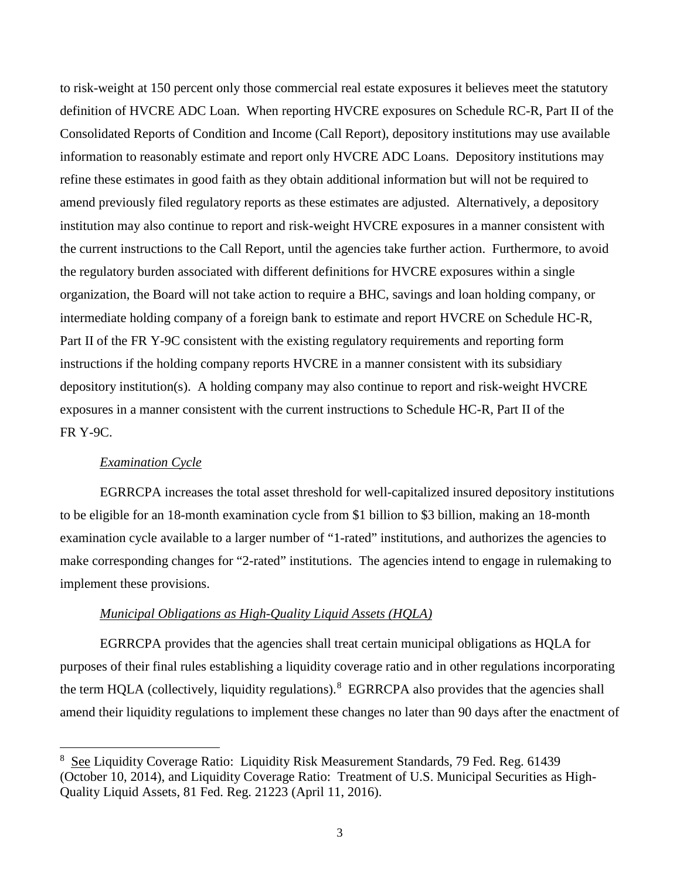to risk-weight at 150 percent only those commercial real estate exposures it believes meet the statutory definition of HVCRE ADC Loan. When reporting HVCRE exposures on Schedule RC-R, Part II of the Consolidated Reports of Condition and Income (Call Report), depository institutions may use available information to reasonably estimate and report only HVCRE ADC Loans. Depository institutions may refine these estimates in good faith as they obtain additional information but will not be required to amend previously filed regulatory reports as these estimates are adjusted. Alternatively, a depository institution may also continue to report and risk-weight HVCRE exposures in a manner consistent with the current instructions to the Call Report, until the agencies take further action. Furthermore, to avoid the regulatory burden associated with different definitions for HVCRE exposures within a single organization, the Board will not take action to require a BHC, savings and loan holding company, or intermediate holding company of a foreign bank to estimate and report HVCRE on Schedule HC-R, Part II of the FR Y-9C consistent with the existing regulatory requirements and reporting form instructions if the holding company reports HVCRE in a manner consistent with its subsidiary depository institution(s). A holding company may also continue to report and risk-weight HVCRE exposures in a manner consistent with the current instructions to Schedule HC-R, Part II of the FR Y-9C.

*Examination Cycle*

EGRRCPA increases the total asset threshold for well-capitalized insured depository institutions to be eligible for an 18-month examination cycle from $1 billion to $3 billion, making an 18-month examination cycle available to a larger number of "1-rated" institutions, and authorizes the agencies to make corresponding changes for "2-rated" institutions. The agencies intend to engage in rulemaking to implement these provisions.

*Municipal Obligations as High-Quality Liquid Assets (HQLA)*

EGRRCPA provides that the agencies shall treat certain municipal obligations as HQLA for purposes of their final rules establishing a liquidity coverage ratio and in other regulations incorporating the term HQLA (collectively, liquidity regulations).[8] EGRRCPA also provides that the agencies shall amend their liquidity regulations to implement these changes no later than 90 days after the enactment of

---

[8] See Liquidity Coverage Ratio: Liquidity Risk Measurement Standards, 79 Fed. Reg. 61439 (October 10, 2014), and Liquidity Coverage Ratio: Treatment of U.S. Municipal Securities as High-Quality Liquid Assets, 81 Fed. Reg. 21223 (April 11, 2016).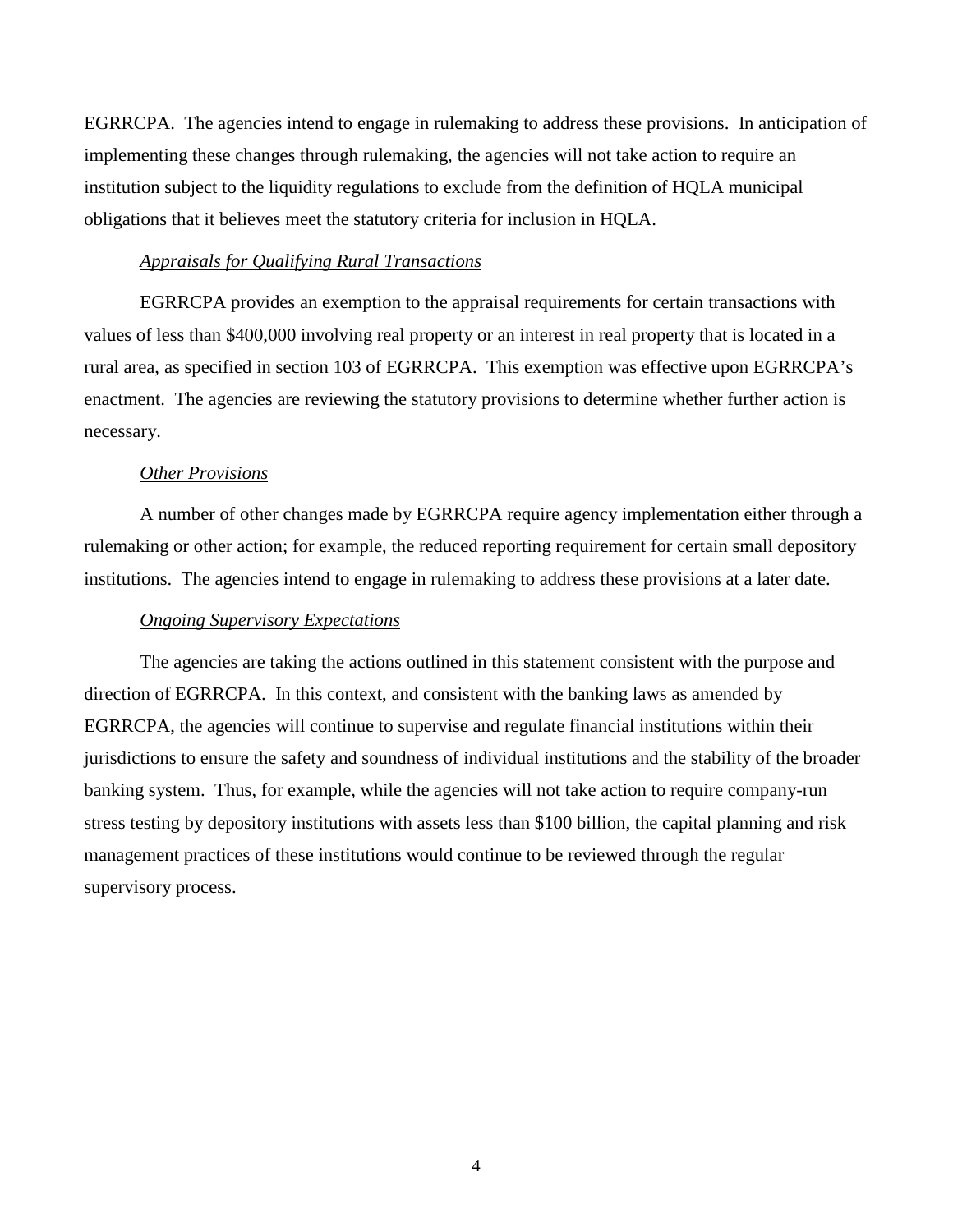EGRRCPA. The agencies intend to engage in rulemaking to address these provisions. In anticipation of implementing these changes through rulemaking, the agencies will not take action to require an institution subject to the liquidity regulations to exclude from the definition of HQLA municipal obligations that it believes meet the statutory criteria for inclusion in HQLA.

*Appraisals for Qualifying Rural Transactions*

EGRRCPA provides an exemption to the appraisal requirements for certain transactions with values of less than $400,000 involving real property or an interest in real property that is located in a rural area, as specified in section 103 of EGRRCPA. This exemption was effective upon EGRRCPA's enactment. The agencies are reviewing the statutory provisions to determine whether further action is necessary.

*Other Provisions*

A number of other changes made by EGRRCPA require agency implementation either through a rulemaking or other action; for example, the reduced reporting requirement for certain small depository institutions. The agencies intend to engage in rulemaking to address these provisions at a later date.

*Ongoing Supervisory Expectations*

The agencies are taking the actions outlined in this statement consistent with the purpose and direction of EGRRCPA. In this context, and consistent with the banking laws as amended by EGRRCPA, the agencies will continue to supervise and regulate financial institutions within their jurisdictions to ensure the safety and soundness of individual institutions and the stability of the broader banking system. Thus, for example, while the agencies will not take action to require company-run stress testing by depository institutions with assets less than $100 billion, the capital planning and risk management practices of these institutions would continue to be reviewed through the regular supervisory process.